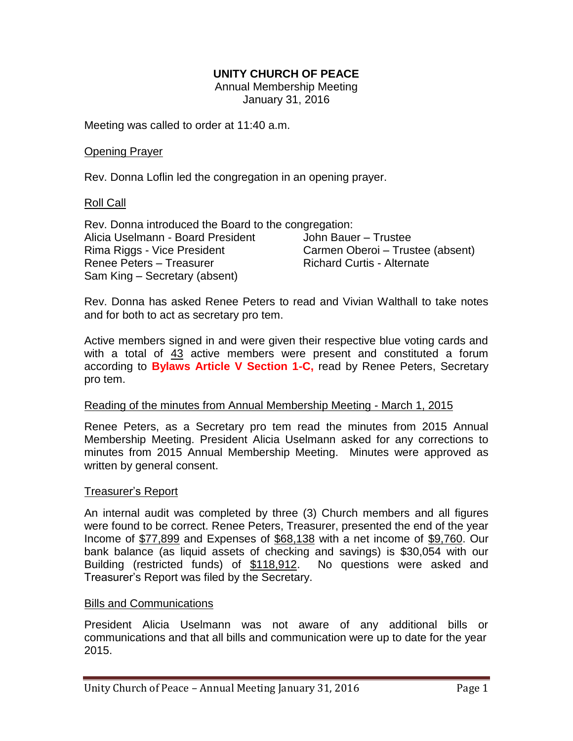# UNITY CHURCH OF PEACE

Annual Membership Meeting
January 31, 2016

Meeting was called to order at 11:40 a.m.

## Opening Prayer

Rev. Donna Loflin led the congregation in an opening prayer.

## Roll Call

Rev. Donna introduced the Board to the congregation:

Alicia Uselmann - Board President
Rima Riggs - Vice President
Renee Peters – Treasurer
Sam King – Secretary (absent)
John Bauer – Trustee
Carmen Oberoi – Trustee (absent)
Richard Curtis - Alternate

Rev. Donna has asked Renee Peters to read and Vivian Walthall to take notes and for both to act as secretary pro tem.

Active members signed in and were given their respective blue voting cards and with a total of 43 active members were present and constituted a forum according to **Bylaws Article V Section 1-C,** read by Renee Peters, Secretary pro tem.

## Reading of the minutes from Annual Membership Meeting - March 1, 2015

Renee Peters, as a Secretary pro tem read the minutes from 2015 Annual Membership Meeting. President Alicia Uselmann asked for any corrections to minutes from 2015 Annual Membership Meeting. Minutes were approved as written by general consent.

## Treasurer's Report

An internal audit was completed by three (3) Church members and all figures were found to be correct. Renee Peters, Treasurer, presented the end of the year Income of $77,899 and Expenses of $68,138 with a net income of $9,760. Our bank balance (as liquid assets of checking and savings) is $30,054 with our Building (restricted funds) of $118,912. No questions were asked and Treasurer's Report was filed by the Secretary.

## Bills and Communications

President Alicia Uselmann was not aware of any additional bills or communications and that all bills and communication were up to date for the year 2015.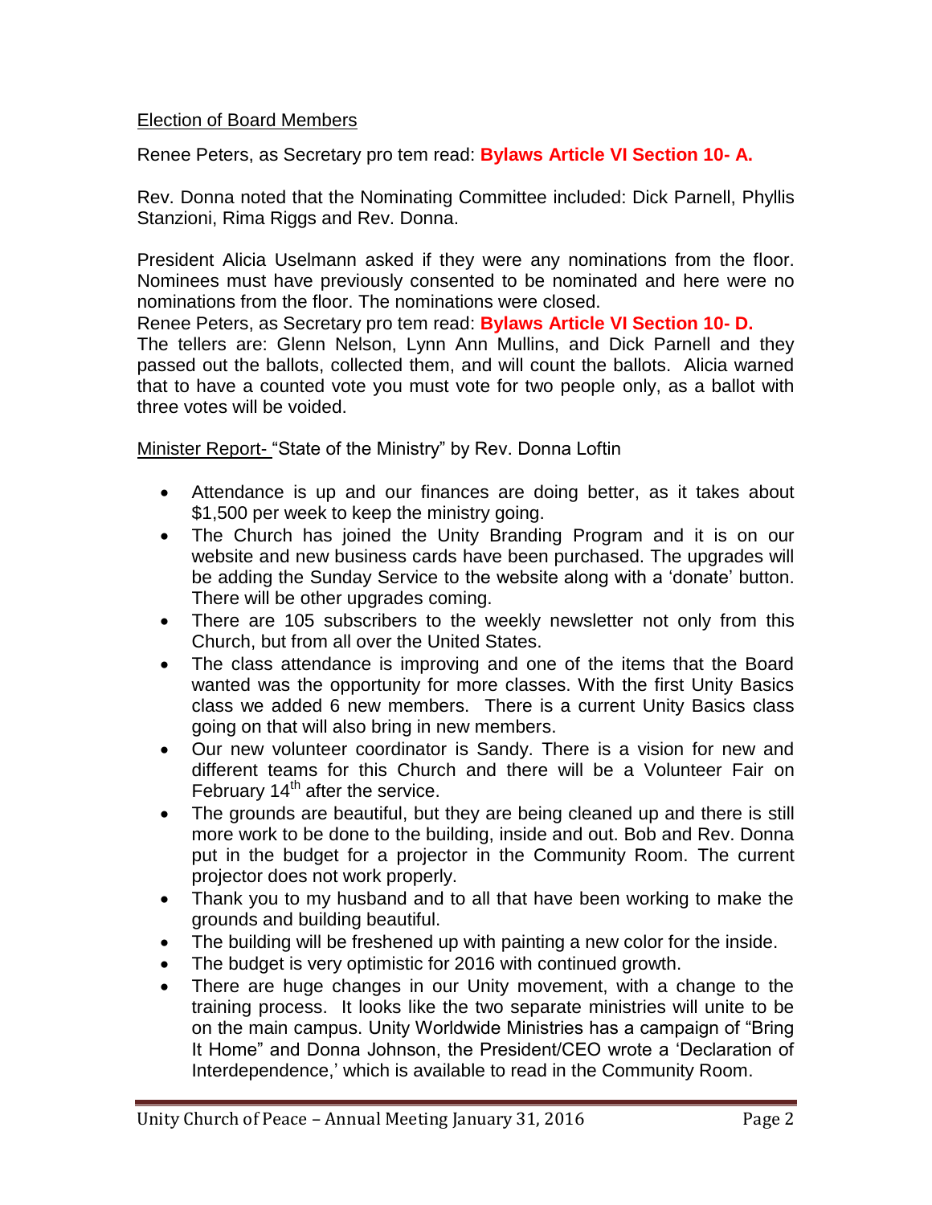Election of Board Members

Renee Peters, as Secretary pro tem read: **Bylaws Article VI Section 10- A.**

Rev. Donna noted that the Nominating Committee included: Dick Parnell, Phyllis Stanzioni, Rima Riggs and Rev. Donna.

President Alicia Uselmann asked if they were any nominations from the floor. Nominees must have previously consented to be nominated and here were no nominations from the floor. The nominations were closed.
Renee Peters, as Secretary pro tem read: **Bylaws Article VI Section 10- D.**
The tellers are: Glenn Nelson, Lynn Ann Mullins, and Dick Parnell and they passed out the ballots, collected them, and will count the ballots. Alicia warned that to have a counted vote you must vote for two people only, as a ballot with three votes will be voided.

Minister Report- "State of the Ministry" by Rev. Donna Loftin

- Attendance is up and our finances are doing better, as it takes about $1,500 per week to keep the ministry going.
- The Church has joined the Unity Branding Program and it is on our website and new business cards have been purchased. The upgrades will be adding the Sunday Service to the website along with a 'donate' button. There will be other upgrades coming.
- There are 105 subscribers to the weekly newsletter not only from this Church, but from all over the United States.
- The class attendance is improving and one of the items that the Board wanted was the opportunity for more classes. With the first Unity Basics class we added 6 new members. There is a current Unity Basics class going on that will also bring in new members.
- Our new volunteer coordinator is Sandy. There is a vision for new and different teams for this Church and there will be a Volunteer Fair on February 14th after the service.
- The grounds are beautiful, but they are being cleaned up and there is still more work to be done to the building, inside and out. Bob and Rev. Donna put in the budget for a projector in the Community Room. The current projector does not work properly.
- Thank you to my husband and to all that have been working to make the grounds and building beautiful.
- The building will be freshened up with painting a new color for the inside.
- The budget is very optimistic for 2016 with continued growth.
- There are huge changes in our Unity movement, with a change to the training process. It looks like the two separate ministries will unite to be on the main campus. Unity Worldwide Ministries has a campaign of "Bring It Home" and Donna Johnson, the President/CEO wrote a 'Declaration of Interdependence,' which is available to read in the Community Room.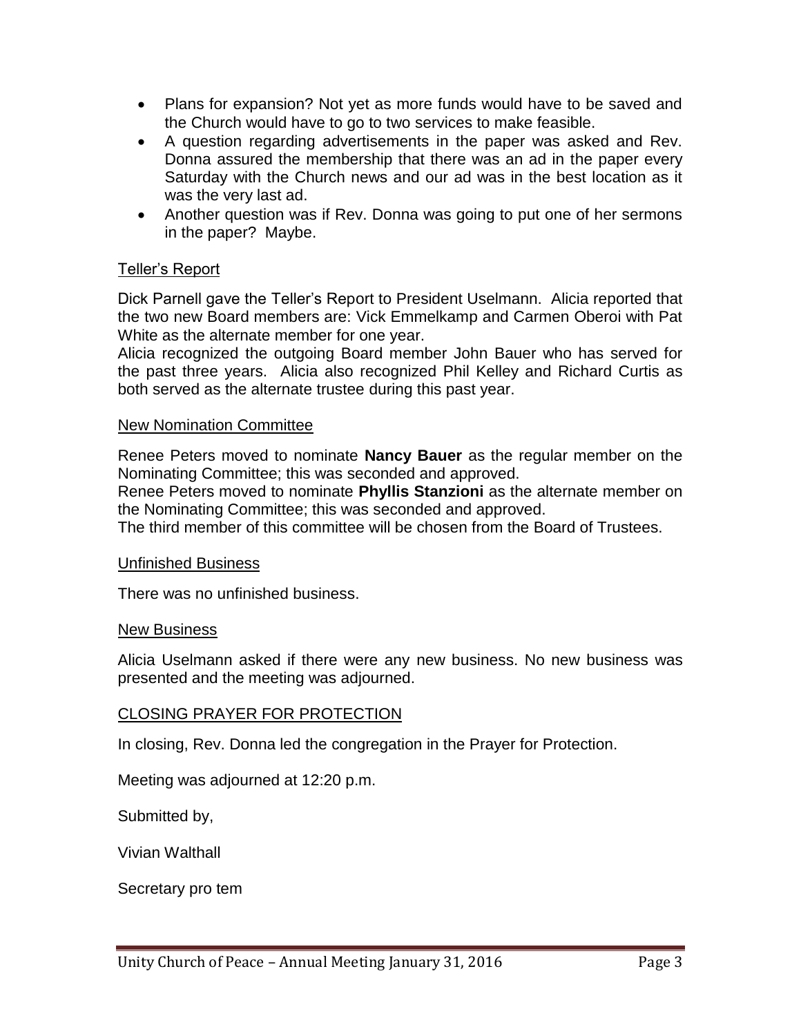- Plans for expansion? Not yet as more funds would have to be saved and the Church would have to go to two services to make feasible.
- A question regarding advertisements in the paper was asked and Rev. Donna assured the membership that there was an ad in the paper every Saturday with the Church news and our ad was in the best location as it was the very last ad.
- Another question was if Rev. Donna was going to put one of her sermons in the paper? Maybe.

## Teller's Report

Dick Parnell gave the Teller's Report to President Uselmann. Alicia reported that the two new Board members are: Vick Emmelkamp and Carmen Oberoi with Pat White as the alternate member for one year.

Alicia recognized the outgoing Board member John Bauer who has served for the past three years. Alicia also recognized Phil Kelley and Richard Curtis as both served as the alternate trustee during this past year.

## New Nomination Committee

Renee Peters moved to nominate **Nancy Bauer** as the regular member on the Nominating Committee; this was seconded and approved.

Renee Peters moved to nominate **Phyllis Stanzioni** as the alternate member on the Nominating Committee; this was seconded and approved.

The third member of this committee will be chosen from the Board of Trustees.

## Unfinished Business

There was no unfinished business.

## New Business

Alicia Uselmann asked if there were any new business. No new business was presented and the meeting was adjourned.

## CLOSING PRAYER FOR PROTECTION

In closing, Rev. Donna led the congregation in the Prayer for Protection.

Meeting was adjourned at 12:20 p.m.

Submitted by,

Vivian Walthall

Secretary pro tem